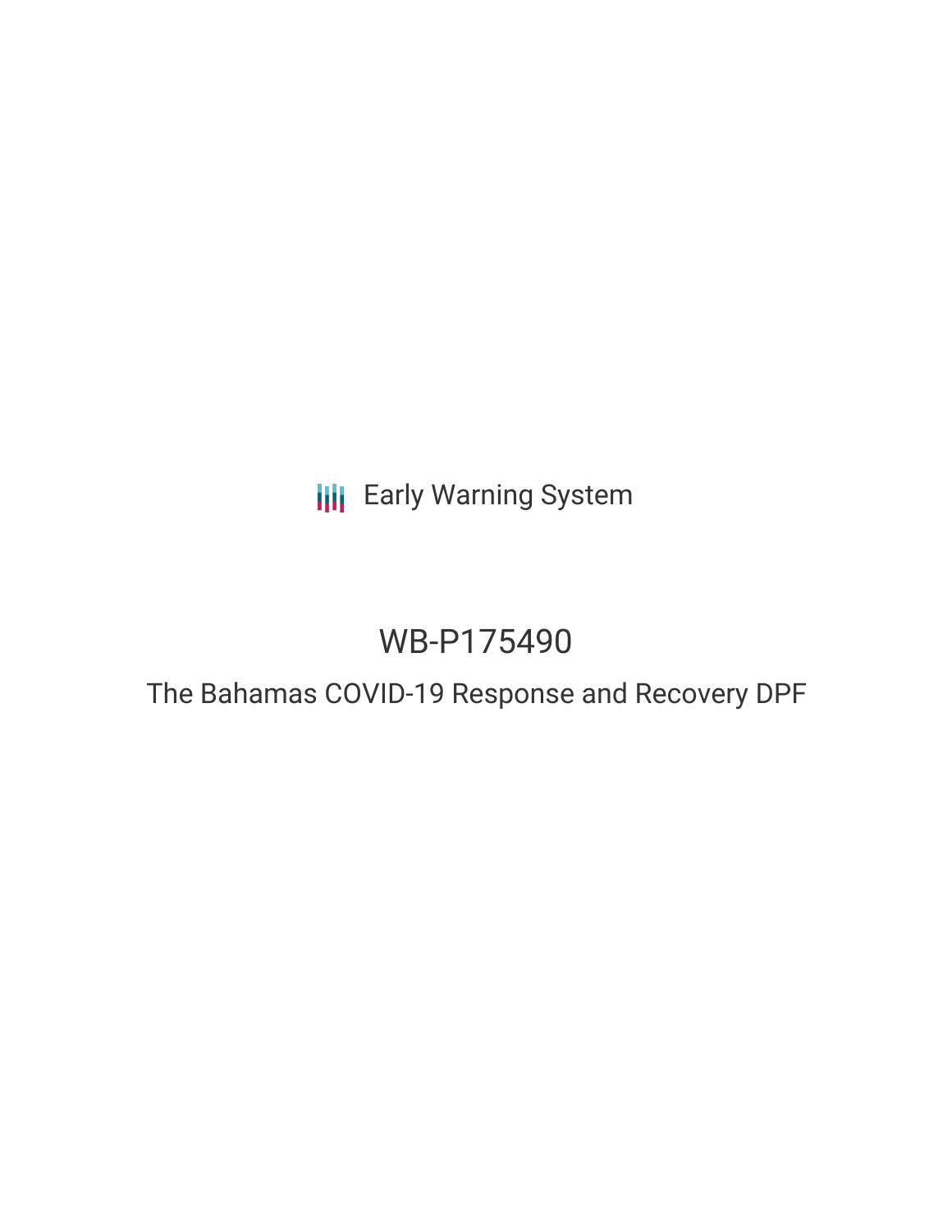Early Warning System

# WB-P175490

## The Bahamas COVID-19 Response and Recovery DPF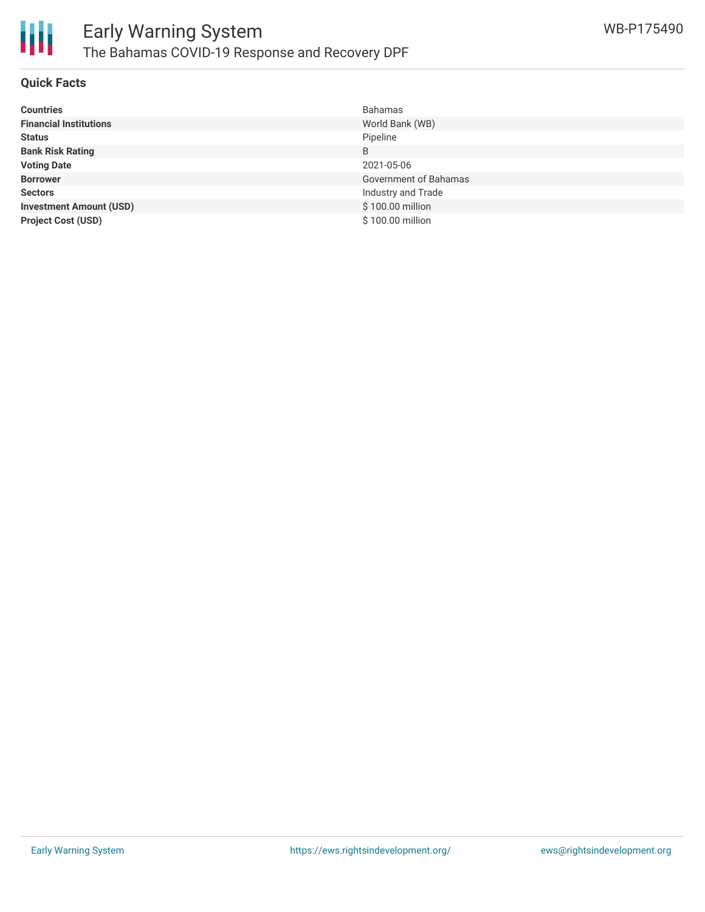## Quick Facts

| | |
|---|---|
| **Countries** | Bahamas |
| **Financial Institutions** | World Bank (WB) |
| **Status** | Pipeline |
| **Bank Risk Rating** | B |
| **Voting Date** | 2021-05-06 |
| **Borrower** | Government of Bahamas |
| **Sectors** | Industry and Trade |
| **Investment Amount (USD)** | $ 100.00 million |
| **Project Cost (USD)** | $ 100.00 million |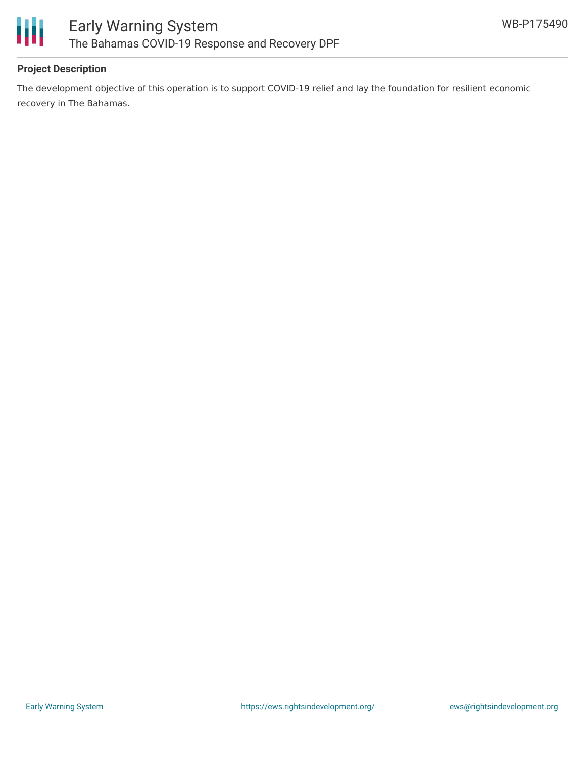## Project Description

The development objective of this operation is to support COVID-19 relief and lay the foundation for resilient economic recovery in The Bahamas.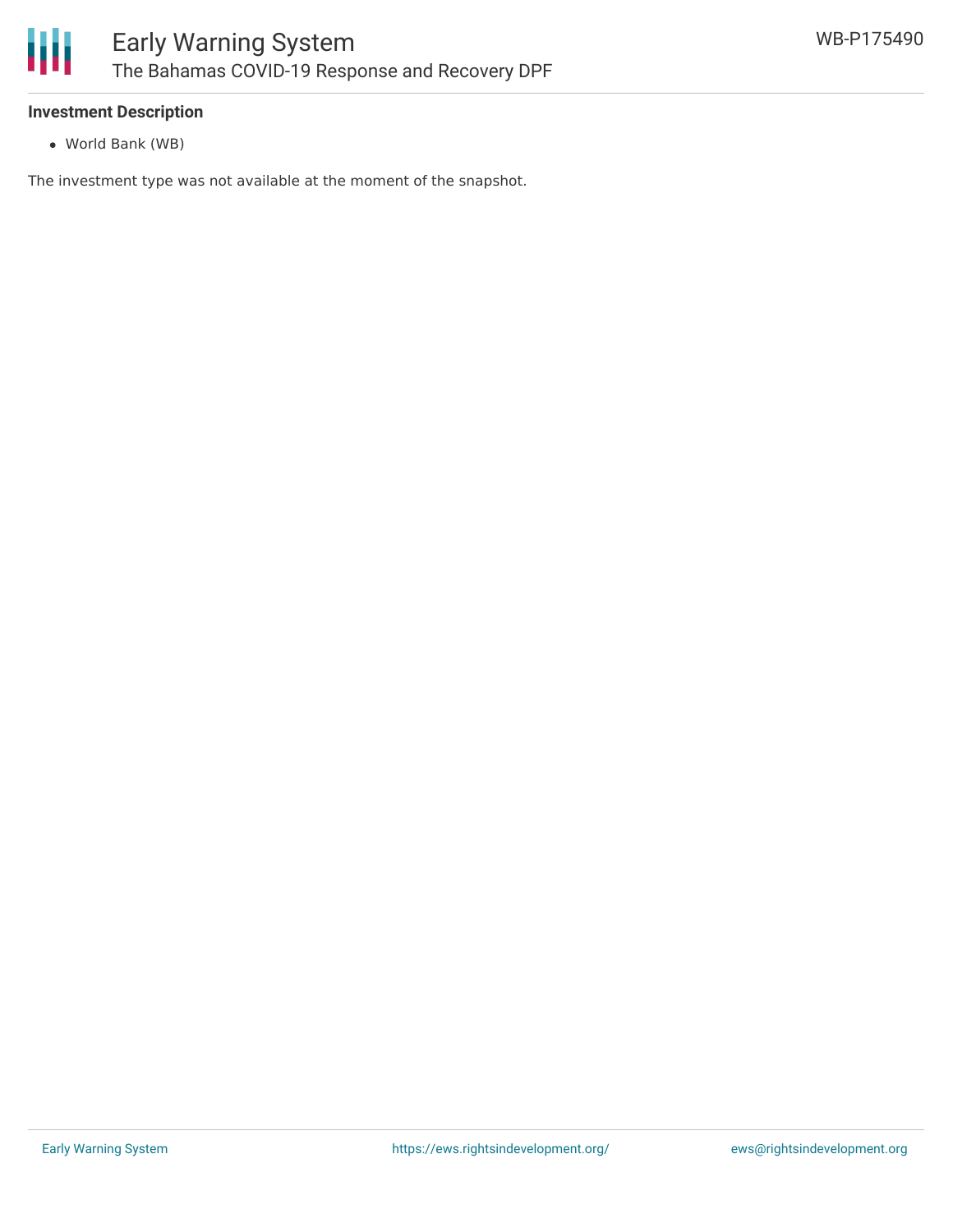**Investment Description**

- World Bank (WB)

The investment type was not available at the moment of the snapshot.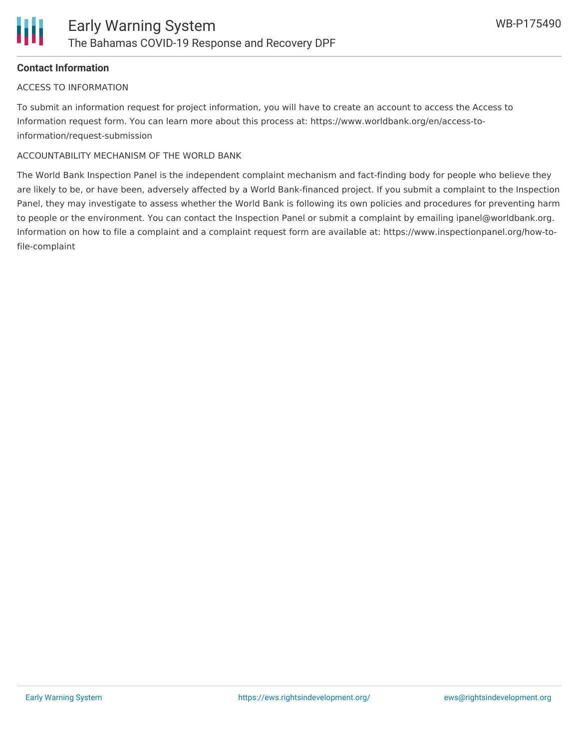**Contact Information**

ACCESS TO INFORMATION

To submit an information request for project information, you will have to create an account to access the Access to Information request form. You can learn more about this process at: https://www.worldbank.org/en/access-to-information/request-submission

ACCOUNTABILITY MECHANISM OF THE WORLD BANK

The World Bank Inspection Panel is the independent complaint mechanism and fact-finding body for people who believe they are likely to be, or have been, adversely affected by a World Bank-financed project. If you submit a complaint to the Inspection Panel, they may investigate to assess whether the World Bank is following its own policies and procedures for preventing harm to people or the environment. You can contact the Inspection Panel or submit a complaint by emailing ipanel@worldbank.org. Information on how to file a complaint and a complaint request form are available at: https://www.inspectionpanel.org/how-to-file-complaint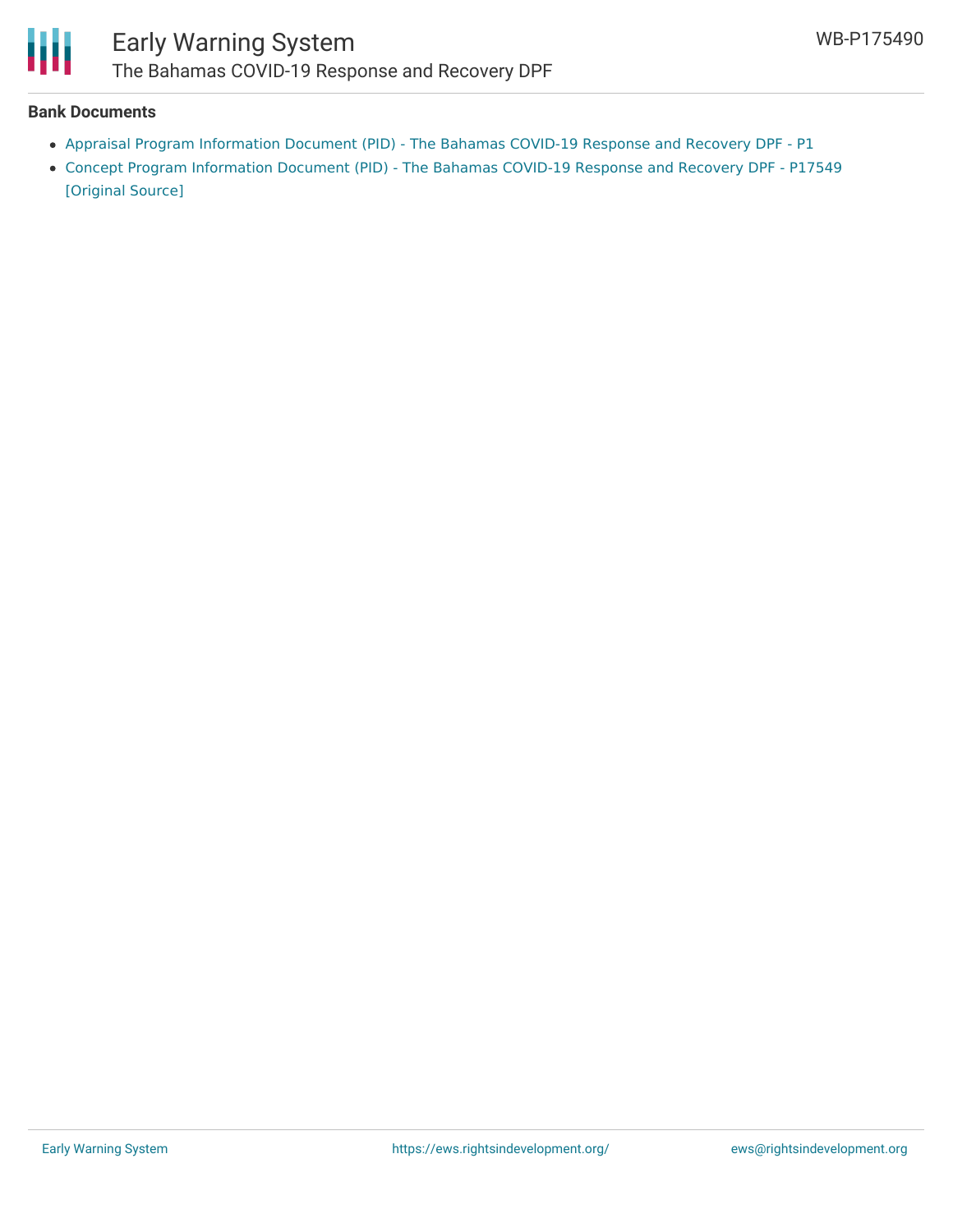**Bank Documents**

- Appraisal Program Information Document (PID) - The Bahamas COVID-19 Response and Recovery DPF - P1
- Concept Program Information Document (PID) - The Bahamas COVID-19 Response and Recovery DPF - P17549 [Original Source]